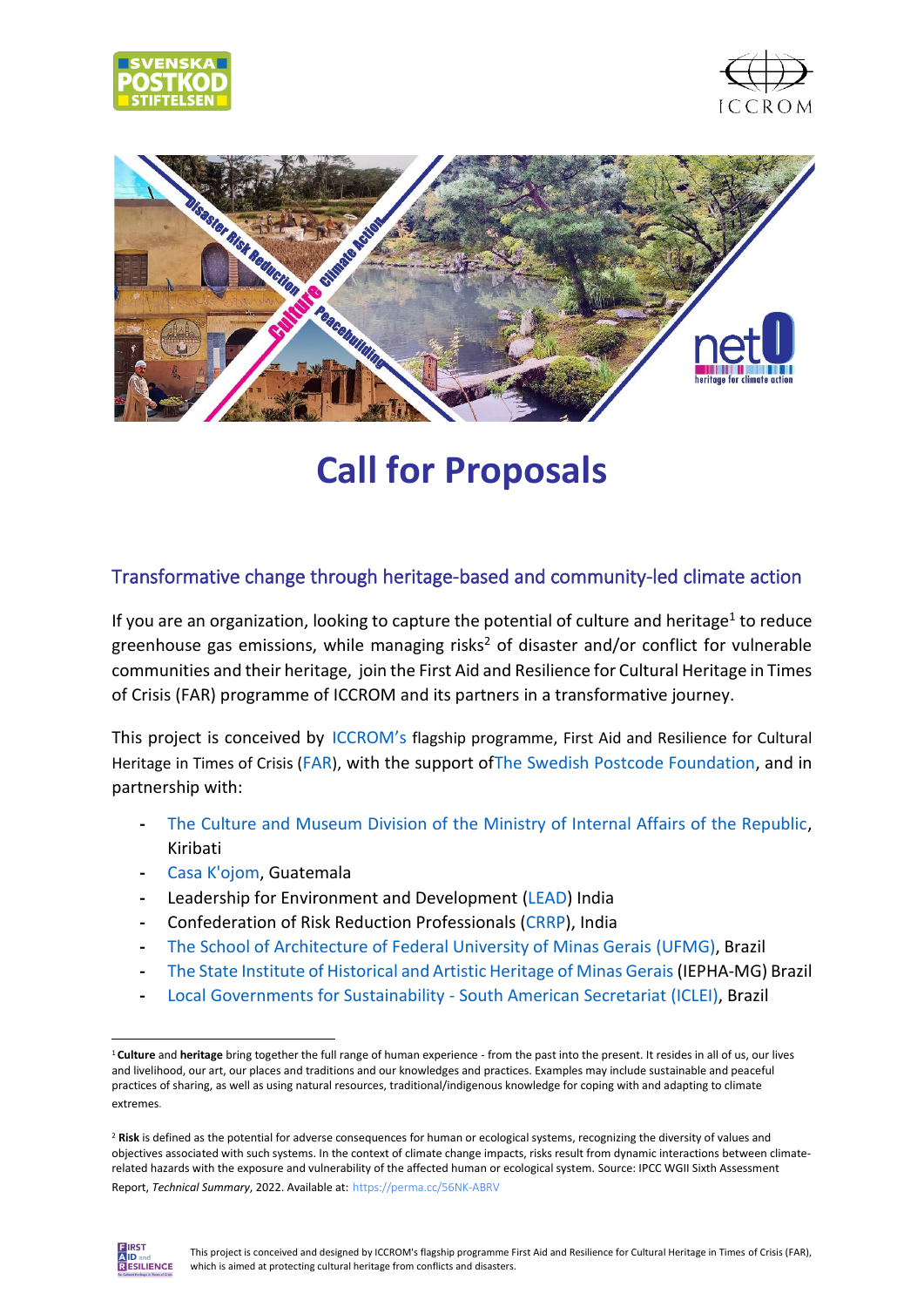# Call for Proposals

## Transformative change through heritage-based and community-led climate action

If you are an organization, looking to capture the potential of culture and heritage[1] to reduce greenhouse gas emissions, while managing risks[2] of disaster and/or conflict for vulnerable communities and their heritage, join the First Aid and Resilience for Cultural Heritage in Times of Crisis (FAR) programme of ICCROM and its partners in a transformative journey.

This project is conceived by ICCROM's flagship programme, First Aid and Resilience for Cultural Heritage in Times of Crisis (FAR), with the support ofThe Swedish Postcode Foundation, and in partnership with:

- The Culture and Museum Division of the Ministry of Internal Affairs of the Republic, Kiribati
- Casa K'ojom, Guatemala
- Leadership for Environment and Development (LEAD) India
- Confederation of Risk Reduction Professionals (CRRP), India
- The School of Architecture of Federal University of Minas Gerais (UFMG), Brazil
- The State Institute of Historical and Artistic Heritage of Minas Gerais (IEPHA-MG) Brazil
- Local Governments for Sustainability - South American Secretariat (ICLEI), Brazil

---

[1] **Culture** and **heritage** bring together the full range of human experience - from the past into the present. It resides in all of us, our lives and livelihood, our art, our places and traditions and our knowledges and practices. Examples may include sustainable and peaceful practices of sharing, as well as using natural resources, traditional/indigenous knowledge for coping with and adapting to climate extremes.

[2] **Risk** is defined as the potential for adverse consequences for human or ecological systems, recognizing the diversity of values and objectives associated with such systems. In the context of climate change impacts, risks result from dynamic interactions between climate-related hazards with the exposure and vulnerability of the affected human or ecological system. Source: IPCC WGII Sixth Assessment Report, *Technical Summary*, 2022. Available at: https://perma.cc/56NK-ABRV

This project is conceived and designed by ICCROM's flagship programme First Aid and Resilience for Cultural Heritage in Times of Crisis (FAR), which is aimed at protecting cultural heritage from conflicts and disasters.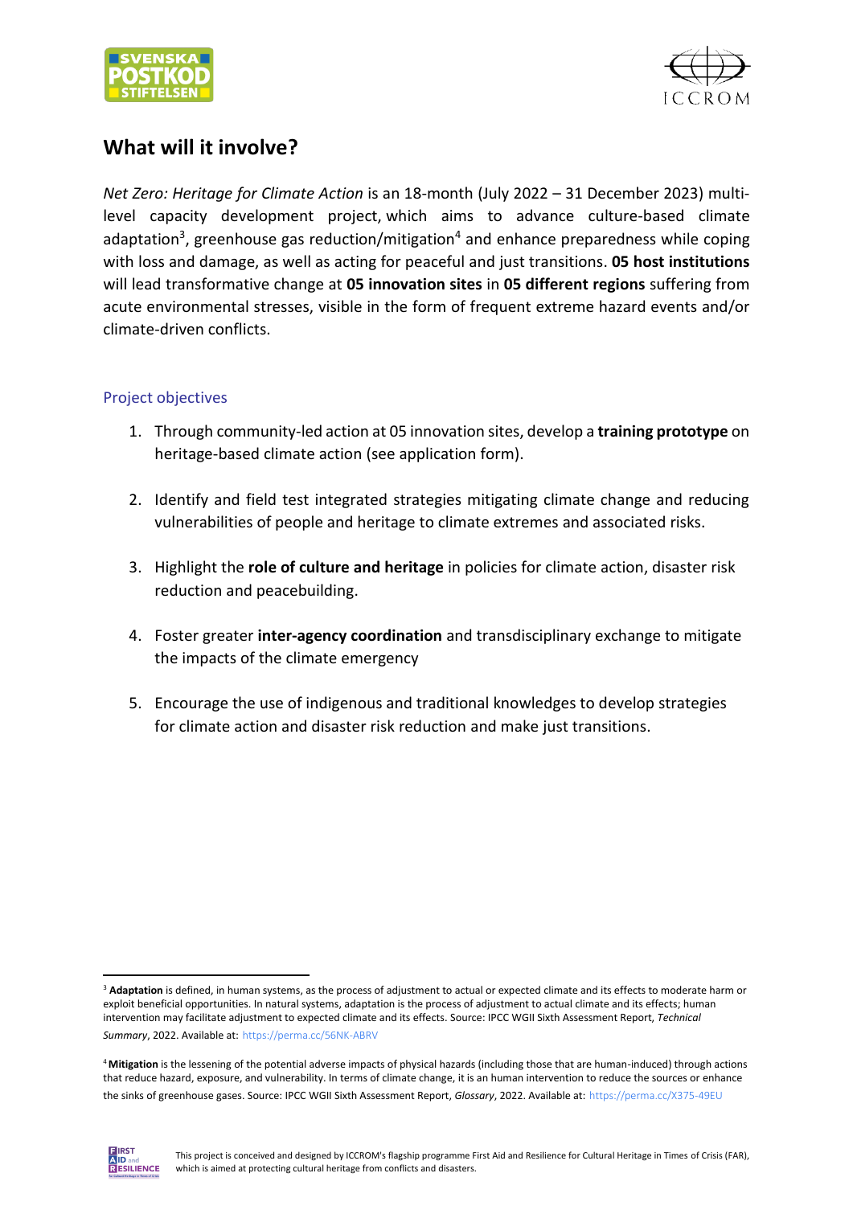## What will it involve?

*Net Zero: Heritage for Climate Action* is an 18-month (July 2022 – 31 December 2023) multi-level capacity development project, which aims to advance culture-based climate adaptation[3], greenhouse gas reduction/mitigation[4] and enhance preparedness while coping with loss and damage, as well as acting for peaceful and just transitions. **05 host institutions** will lead transformative change at **05 innovation sites** in **05 different regions** suffering from acute environmental stresses, visible in the form of frequent extreme hazard events and/or climate-driven conflicts.

### Project objectives

1. Through community-led action at 05 innovation sites, develop a **training prototype** on heritage-based climate action (see application form).
2. Identify and field test integrated strategies mitigating climate change and reducing vulnerabilities of people and heritage to climate extremes and associated risks.
3. Highlight the **role of culture and heritage** in policies for climate action, disaster risk reduction and peacebuilding.
4. Foster greater **inter-agency coordination** and transdisciplinary exchange to mitigate the impacts of the climate emergency
5. Encourage the use of indigenous and traditional knowledges to develop strategies for climate action and disaster risk reduction and make just transitions.

---

[3] **Adaptation** is defined, in human systems, as the process of adjustment to actual or expected climate and its effects to moderate harm or exploit beneficial opportunities. In natural systems, adaptation is the process of adjustment to actual climate and its effects; human intervention may facilitate adjustment to expected climate and its effects. Source: IPCC WGII Sixth Assessment Report, *Technical Summary*, 2022. Available at: https://perma.cc/56NK-ABRV

[4] **Mitigation** is the lessening of the potential adverse impacts of physical hazards (including those that are human-induced) through actions that reduce hazard, exposure, and vulnerability. In terms of climate change, it is an human intervention to reduce the sources or enhance the sinks of greenhouse gases. Source: IPCC WGII Sixth Assessment Report, *Glossary*, 2022. Available at: https://perma.cc/X375-49EU

This project is conceived and designed by ICCROM's flagship programme First Aid and Resilience for Cultural Heritage in Times of Crisis (FAR), which is aimed at protecting cultural heritage from conflicts and disasters.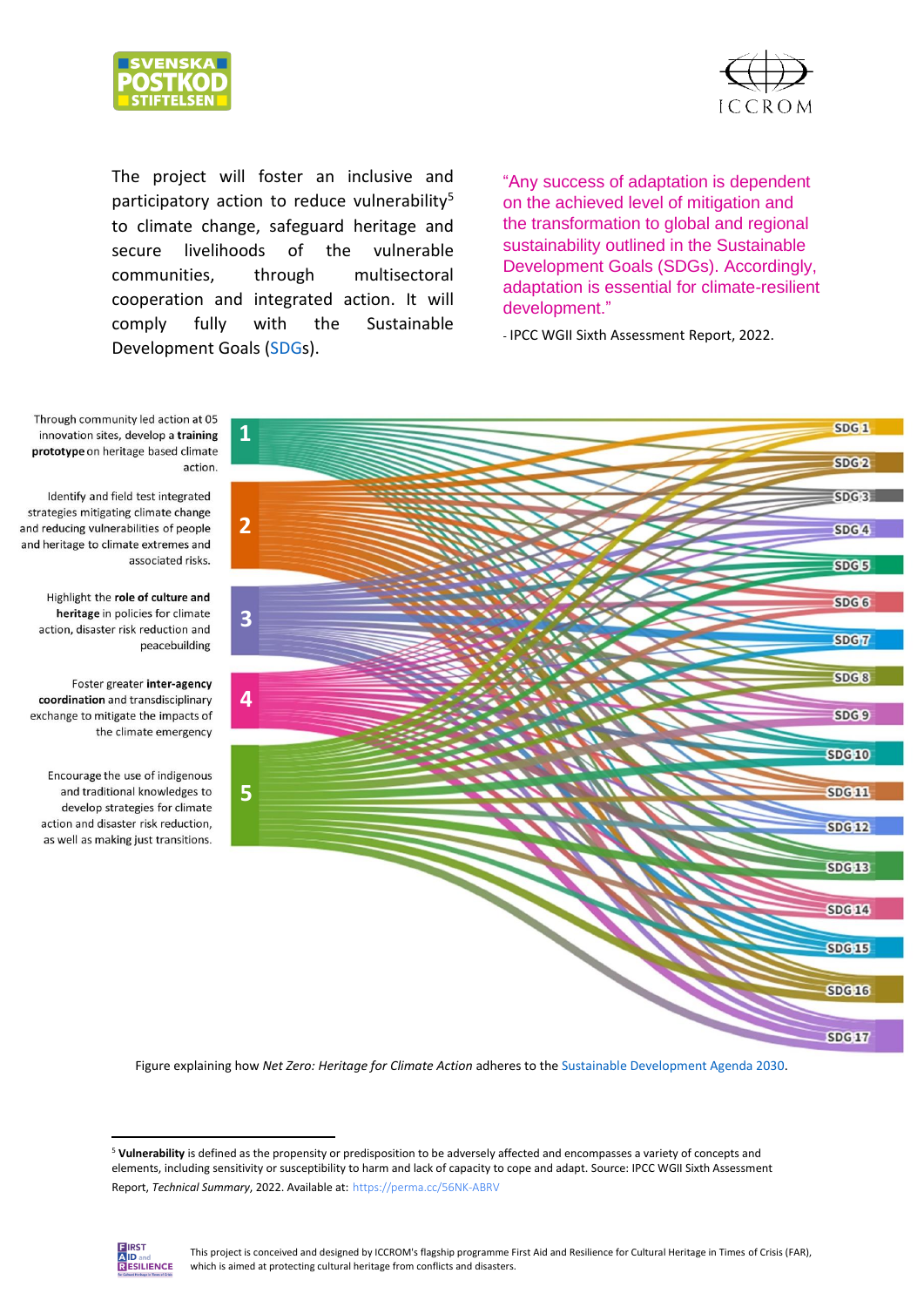The project will foster an inclusive and participatory action to reduce vulnerability[5] to climate change, safeguard heritage and secure livelihoods of the vulnerable communities, through multisectoral cooperation and integrated action. It will comply fully with the Sustainable Development Goals (SDGs).

> "Any success of adaptation is dependent on the achieved level of mitigation and the transformation to global and regional sustainability outlined in the Sustainable Development Goals (SDGs). Accordingly, adaptation is essential for climate-resilient development."
>
> - IPCC WGII Sixth Assessment Report, 2022.

1. Through community led action at 05 innovation sites, develop a **training prototype** on heritage based climate action.
2. Identify and field test integrated strategies mitigating climate change and reducing vulnerabilities of people and heritage to climate extremes and associated risks.
3. Highlight the **role of culture and heritage** in policies for climate action, disaster risk reduction and peacebuilding
4. Foster greater **inter-agency coordination** and transdisciplinary exchange to mitigate the impacts of the climate emergency
5. Encourage the use of indigenous and traditional knowledges to develop strategies for climate action and disaster risk reduction, as well as making just transitions.

SDG 1, SDG 2, SDG 3, SDG 4, SDG 5, SDG 6, SDG 7, SDG 8, SDG 9, SDG 10, SDG 11, SDG 12, SDG 13, SDG 14, SDG 15, SDG 16, SDG 17

Figure explaining how *Net Zero: Heritage for Climate Action* adheres to the Sustainable Development Agenda 2030.

[5] **Vulnerability** is defined as the propensity or predisposition to be adversely affected and encompasses a variety of concepts and elements, including sensitivity or susceptibility to harm and lack of capacity to cope and adapt. Source: IPCC WGII Sixth Assessment Report, *Technical Summary*, 2022. Available at: https://perma.cc/56NK-ABRV

This project is conceived and designed by ICCROM's flagship programme First Aid and Resilience for Cultural Heritage in Times of Crisis (FAR), which is aimed at protecting cultural heritage from conflicts and disasters.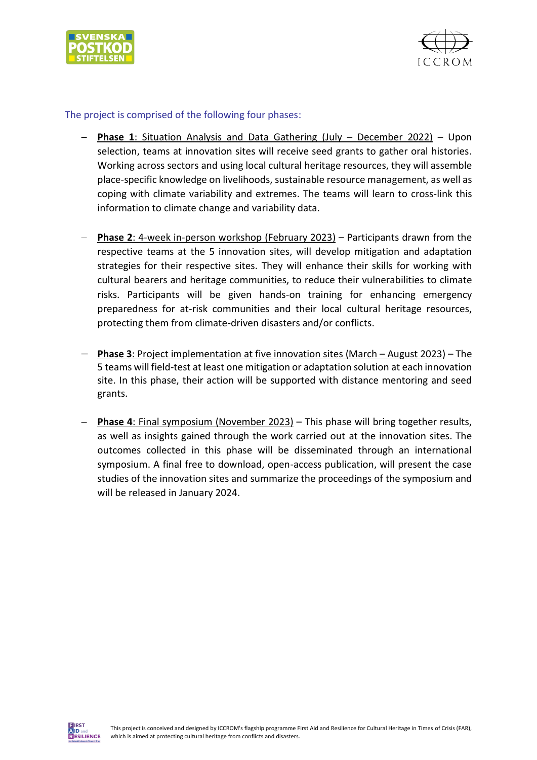The project is comprised of the following four phases:

- **Phase 1**: Situation Analysis and Data Gathering (July – December 2022) – Upon selection, teams at innovation sites will receive seed grants to gather oral histories. Working across sectors and using local cultural heritage resources, they will assemble place-specific knowledge on livelihoods, sustainable resource management, as well as coping with climate variability and extremes. The teams will learn to cross-link this information to climate change and variability data.

- **Phase 2**: 4-week in-person workshop (February 2023) – Participants drawn from the respective teams at the 5 innovation sites, will develop mitigation and adaptation strategies for their respective sites. They will enhance their skills for working with cultural bearers and heritage communities, to reduce their vulnerabilities to climate risks. Participants will be given hands-on training for enhancing emergency preparedness for at-risk communities and their local cultural heritage resources, protecting them from climate-driven disasters and/or conflicts.

- **Phase 3**: Project implementation at five innovation sites (March – August 2023) – The 5 teams will field-test at least one mitigation or adaptation solution at each innovation site. In this phase, their action will be supported with distance mentoring and seed grants.

- **Phase 4**: Final symposium (November 2023) – This phase will bring together results, as well as insights gained through the work carried out at the innovation sites. The outcomes collected in this phase will be disseminated through an international symposium. A final free to download, open-access publication, will present the case studies of the innovation sites and summarize the proceedings of the symposium and will be released in January 2024.

This project is conceived and designed by ICCROM's flagship programme First Aid and Resilience for Cultural Heritage in Times of Crisis (FAR), which is aimed at protecting cultural heritage from conflicts and disasters.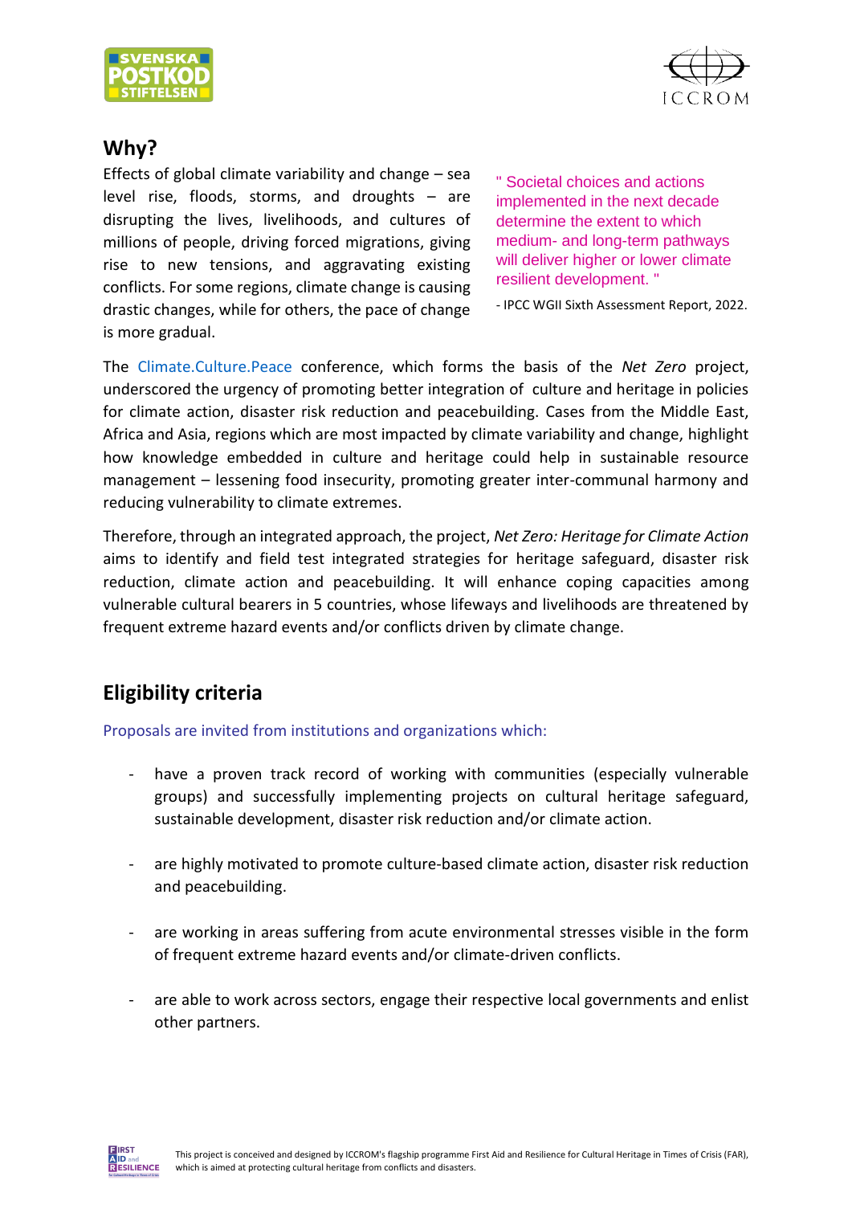## Why?

Effects of global climate variability and change – sea level rise, floods, storms, and droughts – are disrupting the lives, livelihoods, and cultures of millions of people, driving forced migrations, giving rise to new tensions, and aggravating existing conflicts. For some regions, climate change is causing drastic changes, while for others, the pace of change is more gradual.

> " Societal choices and actions implemented in the next decade determine the extent to which medium- and long-term pathways will deliver higher or lower climate resilient development. "
>
> - IPCC WGII Sixth Assessment Report, 2022.

The Climate.Culture.Peace conference, which forms the basis of the *Net Zero* project, underscored the urgency of promoting better integration of culture and heritage in policies for climate action, disaster risk reduction and peacebuilding. Cases from the Middle East, Africa and Asia, regions which are most impacted by climate variability and change, highlight how knowledge embedded in culture and heritage could help in sustainable resource management – lessening food insecurity, promoting greater inter-communal harmony and reducing vulnerability to climate extremes.

Therefore, through an integrated approach, the project, *Net Zero: Heritage for Climate Action* aims to identify and field test integrated strategies for heritage safeguard, disaster risk reduction, climate action and peacebuilding. It will enhance coping capacities among vulnerable cultural bearers in 5 countries, whose lifeways and livelihoods are threatened by frequent extreme hazard events and/or conflicts driven by climate change.

## Eligibility criteria

Proposals are invited from institutions and organizations which:

- have a proven track record of working with communities (especially vulnerable groups) and successfully implementing projects on cultural heritage safeguard, sustainable development, disaster risk reduction and/or climate action.
- are highly motivated to promote culture-based climate action, disaster risk reduction and peacebuilding.
- are working in areas suffering from acute environmental stresses visible in the form of frequent extreme hazard events and/or climate-driven conflicts.
- are able to work across sectors, engage their respective local governments and enlist other partners.

This project is conceived and designed by ICCROM's flagship programme First Aid and Resilience for Cultural Heritage in Times of Crisis (FAR), which is aimed at protecting cultural heritage from conflicts and disasters.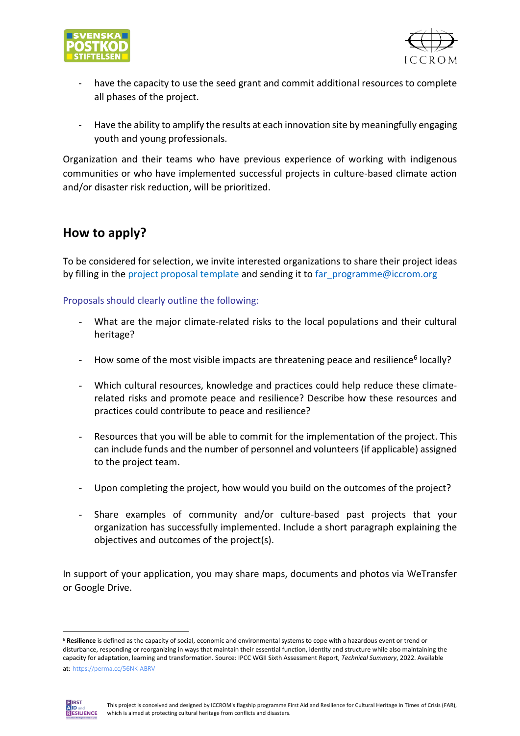- have the capacity to use the seed grant and commit additional resources to complete all phases of the project.

- Have the ability to amplify the results at each innovation site by meaningfully engaging youth and young professionals.

Organization and their teams who have previous experience of working with indigenous communities or who have implemented successful projects in culture-based climate action and/or disaster risk reduction, will be prioritized.

## How to apply?

To be considered for selection, we invite interested organizations to share their project ideas by filling in the project proposal template and sending it to far_programme@iccrom.org

Proposals should clearly outline the following:

- What are the major climate-related risks to the local populations and their cultural heritage?

- How some of the most visible impacts are threatening peace and resilience[6] locally?

- Which cultural resources, knowledge and practices could help reduce these climate-related risks and promote peace and resilience? Describe how these resources and practices could contribute to peace and resilience?

- Resources that you will be able to commit for the implementation of the project. This can include funds and the number of personnel and volunteers (if applicable) assigned to the project team.

- Upon completing the project, how would you build on the outcomes of the project?

- Share examples of community and/or culture-based past projects that your organization has successfully implemented. Include a short paragraph explaining the objectives and outcomes of the project(s).

In support of your application, you may share maps, documents and photos via WeTransfer or Google Drive.

---

[6] **Resilience** is defined as the capacity of social, economic and environmental systems to cope with a hazardous event or trend or disturbance, responding or reorganizing in ways that maintain their essential function, identity and structure while also maintaining the capacity for adaptation, learning and transformation. Source: IPCC WGII Sixth Assessment Report, *Technical Summary*, 2022. Available at: https://perma.cc/56NK-ABRV

This project is conceived and designed by ICCROM's flagship programme First Aid and Resilience for Cultural Heritage in Times of Crisis (FAR), which is aimed at protecting cultural heritage from conflicts and disasters.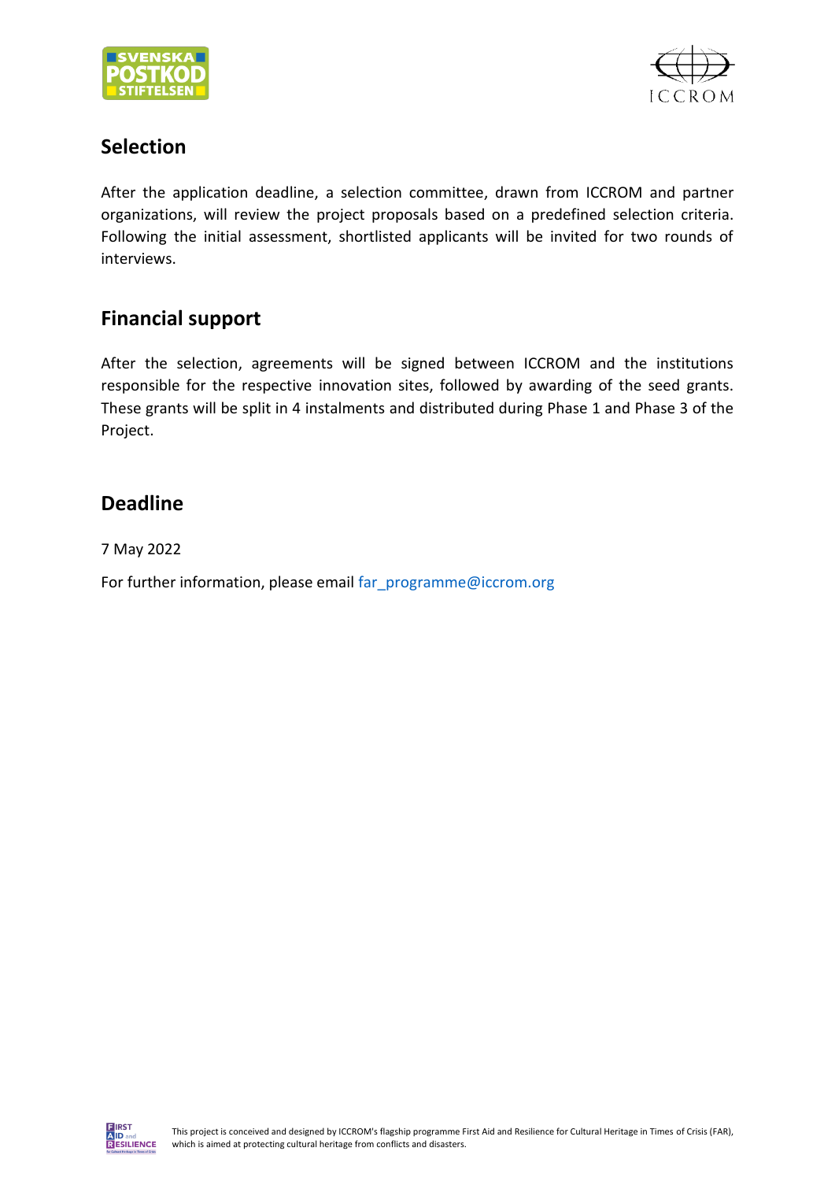## Selection

After the application deadline, a selection committee, drawn from ICCROM and partner organizations, will review the project proposals based on a predefined selection criteria. Following the initial assessment, shortlisted applicants will be invited for two rounds of interviews.

## Financial support

After the selection, agreements will be signed between ICCROM and the institutions responsible for the respective innovation sites, followed by awarding of the seed grants. These grants will be split in 4 instalments and distributed during Phase 1 and Phase 3 of the Project.

## Deadline

7 May 2022

For further information, please email far_programme@iccrom.org

This project is conceived and designed by ICCROM's flagship programme First Aid and Resilience for Cultural Heritage in Times of Crisis (FAR), which is aimed at protecting cultural heritage from conflicts and disasters.